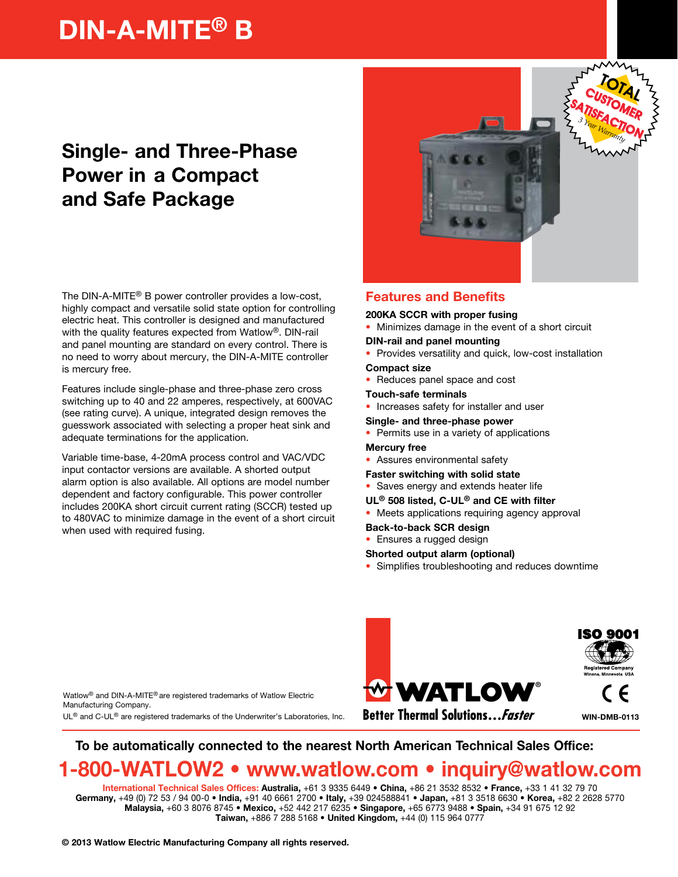# DIN-A-MITE® B

## Single- and Three-Phase Power in a Compact and Safe Package

The DIN-A-MITE® B power controller provides a low-cost, highly compact and versatile solid state option for controlling electric heat. This controller is designed and manufactured with the quality features expected from Watlow®. DIN-rail and panel mounting are standard on every control. There is no need to worry about mercury, the DIN-A-MITE controller is mercury free.

Features include single-phase and three-phase zero cross switching up to 40 and 22 amperes, respectively, at 600VAC (see rating curve). A unique, integrated design removes the guesswork associated with selecting a proper heat sink and adequate terminations for the application.

Variable time-base, 4-20mA process control and VAC/VDC input contactor versions are available. A shorted output alarm option is also available. All options are model number dependent and factory configurable. This power controller includes 200KA short circuit current rating (SCCR) tested up to 480VAC to minimize damage in the event of a short circuit when used with required fusing.

## Features and Benefits

**200KA SCCR with proper fusing**
- Minimizes damage in the event of a short circuit

**DIN-rail and panel mounting**
- Provides versatility and quick, low-cost installation

**Compact size**
- Reduces panel space and cost

**Touch-safe terminals**
- Increases safety for installer and user

**Single- and three-phase power**
- Permits use in a variety of applications

**Mercury free**
- Assures environmental safety

**Faster switching with solid state**
- Saves energy and extends heater life

**UL® 508 listed, C-UL® and CE with filter**
- Meets applications requiring agency approval

**Back-to-back SCR design**
- Ensures a rugged design

**Shorted output alarm (optional)**
- Simplifies troubleshooting and reduces downtime

Watlow® and DIN-A-MITE® are registered trademarks of Watlow Electric Manufacturing Company.
UL® and C-UL® are registered trademarks of the Underwriter's Laboratories, Inc.

WATLOW® Better Thermal Solutions...Faster

ISO 9001 Registered Company Winona, Minnesota USA

WIN-DMB-0113

**To be automatically connected to the nearest North American Technical Sales Office:**

**1-800-WATLOW2 • www.watlow.com • inquiry@watlow.com**

International Technical Sales Offices: **Australia,** +61 3 9335 6449 • **China,** +86 21 3532 8532 • **France,** +33 1 41 32 79 70 **Germany,** +49 (0) 72 53 / 94 00-0 • **India,** +91 40 6661 2700 • **Italy,** +39 024588841 • **Japan,** +81 3 3518 6630 • **Korea,** +82 2 2628 5770 **Malaysia,** +60 3 8076 8745 • **Mexico,** +52 442 217 6235 • **Singapore,** +65 6773 9488 • **Spain,** +34 91 675 12 92 **Taiwan,** +886 7 288 5168 • **United Kingdom,** +44 (0) 115 964 0777

**© 2013 Watlow Electric Manufacturing Company all rights reserved.**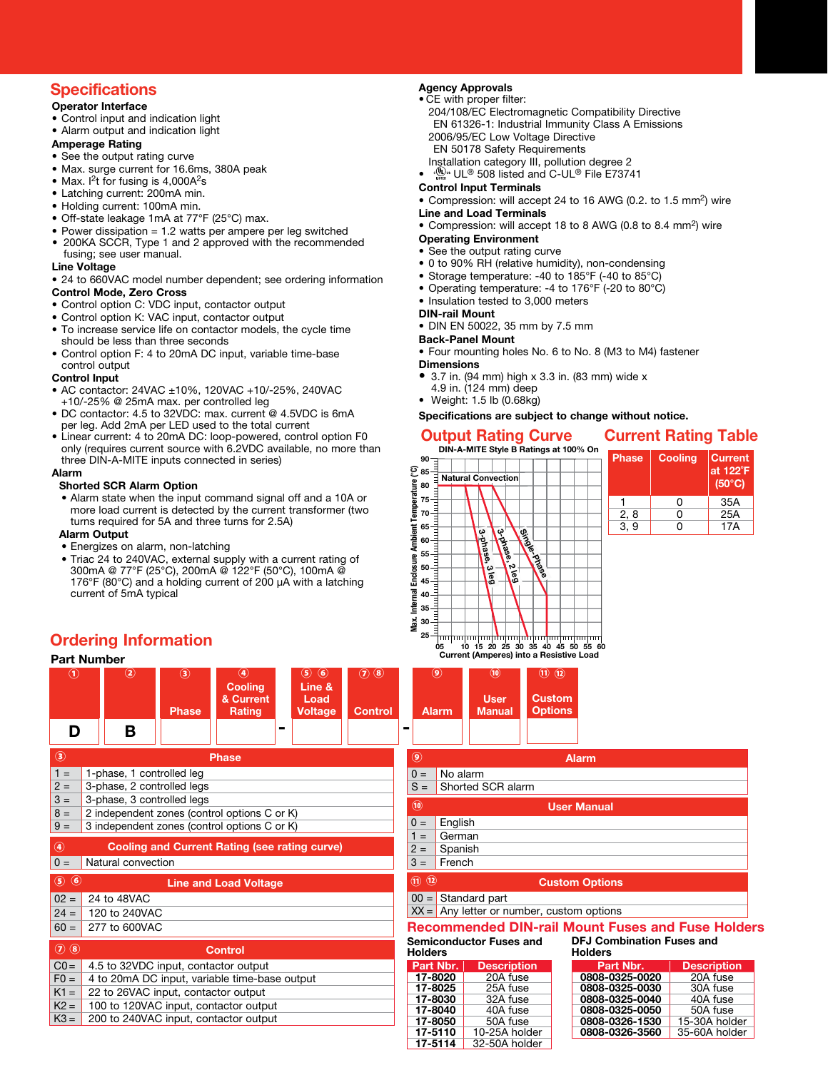## Specifications

**Operator Interface**
- Control input and indication light
- Alarm output and indication light

**Amperage Rating**
- See the output rating curve
- Max. surge current for 16.6ms, 380A peak
- Max. $I^2t$ for fusing is 4,000$A^2$s
- Latching current: 200mA min.
- Holding current: 100mA min.
- Off-state leakage 1mA at 77°F (25°C) max.
- Power dissipation = 1.2 watts per ampere per leg switched
- 200KA SCCR, Type 1 and 2 approved with the recommended fusing; see user manual.

**Line Voltage**
- 24 to 660VAC model number dependent; see ordering information

**Control Mode, Zero Cross**
- Control option C: VDC input, contactor output
- Control option K: VAC input, contactor output
- To increase service life on contactor models, the cycle time should be less than three seconds
- Control option F: 4 to 20mA DC input, variable time-base control output

**Control Input**
- AC contactor: 24VAC ±10%, 120VAC +10/-25%, 240VAC +10/-25% @ 25mA max. per controlled leg
- DC contactor: 4.5 to 32VDC: max. current @ 4.5VDC is 6mA per leg. Add 2mA per LED used to the total current
- Linear current: 4 to 20mA DC: loop-powered, control option F0 only (requires current source with 6.2VDC available, no more than three DIN-A-MITE inputs connected in series)

**Alarm**

**Shorted SCR Alarm Option**
- Alarm state when the input command signal off and a 10A or more load current is detected by the current transformer (two turns required for 5A and three turns for 2.5A)

**Alarm Output**
- Energizes on alarm, non-latching
- Triac 24 to 240VAC, external supply with a current rating of 300mA @ 77°F (25°C), 200mA @ 122°F (50°C), 100mA @ 176°F (80°C) and a holding current of 200 µA with a latching current of 5mA typical

**Agency Approvals**
- CE with proper filter:
  204/108/EC Electromagnetic Compatibility Directive
  EN 61326-1: Industrial Immunity Class A Emissions
  2006/95/EC Low Voltage Directive
  EN 50178 Safety Requirements
  Installation category III, pollution degree 2
- UL® 508 listed and C-UL® File E73741

**Control Input Terminals**
- Compression: will accept 24 to 16 AWG (0.2. to 1.5 mm²) wire

**Line and Load Terminals**
- Compression: will accept 18 to 8 AWG (0.8 to 8.4 mm²) wire

**Operating Environment**
- See the output rating curve
- 0 to 90% RH (relative humidity), non-condensing
- Storage temperature: -40 to 185°F (-40 to 85°C)
- Operating temperature: -4 to 176°F (-20 to 80°C)
- Insulation tested to 3,000 meters

**DIN-rail Mount**
- DIN EN 50022, 35 mm by 7.5 mm

**Back-Panel Mount**
- Four mounting holes No. 6 to No. 8 (M3 to M4) fastener

**Dimensions**
- 3.7 in. (94 mm) high x 3.3 in. (83 mm) wide x 4.9 in. (124 mm) deep
- Weight: 1.5 lb (0.68kg)

**Specifications are subject to change without notice.**

## Output Rating Curve

DIN-A-MITE Style B Ratings at 100% On

Natural Convection

3-phase, 3 leg

3-phase, 2 leg

Single-Phase

Max. Internal Enclosure Ambient Temperature (°C)

90, 85, 80, 75, 70, 65, 60, 55, 50, 45, 40, 35, 30, 25

05, 10, 15, 20, 25, 30, 35, 40, 45, 50, 55, 60

Current (Amperes) into a Resistive Load

## Current Rating Table

| Phase | Cooling | Current at 122°F (50°C) |
|---|---|---|
| 1 | 0 | 35A |
| 2, 8 | 0 | 25A |
| 3, 9 | 0 | 17A |

## Ordering Information

**Part Number**

| ① | ② | ③ Phase | ④ Cooling & Current Rating | - | ⑤ ⑥ Line & Load Voltage | ⑦ ⑧ Control | - | ⑨ Alarm | ⑩ User Manual | ⑪ ⑫ Custom Options |
|---|---|---|---|---|---|---|---|---|---|---|
| D | B | | | | | | | | | |

| ③ | Phase |
|---|---|
| 1 = | 1-phase, 1 controlled leg |
| 2 = | 3-phase, 2 controlled legs |
| 3 = | 3-phase, 3 controlled legs |
| 8 = | 2 independent zones (control options C or K) |
| 9 = | 3 independent zones (control options C or K) |

| ④ | Cooling and Current Rating (see rating curve) |
|---|---|
| 0 = | Natural convection |

| ⑤ ⑥ | Line and Load Voltage |
|---|---|
| 02 = | 24 to 48VAC |
| 24 = | 120 to 240VAC |
| 60 = | 277 to 600VAC |

| ⑦ ⑧ | Control |
|---|---|
| C0 = | 4.5 to 32VDC input, contactor output |
| F0 = | 4 to 20mA DC input, variable time-base output |
| K1 = | 22 to 26VAC input, contactor output |
| K2 = | 100 to 120VAC input, contactor output |
| K3 = | 200 to 240VAC input, contactor output |

| ⑨ | Alarm |
|---|---|
| 0 = | No alarm |
| S = | Shorted SCR alarm |

| ⑩ | User Manual |
|---|---|
| 0 = | English |
| 1 = | German |
| 2 = | Spanish |
| 3 = | French |

| ⑪ ⑫ | Custom Options |
|---|---|
| 00 = | Standard part |
| XX = | Any letter or number, custom options |

## Recommended DIN-rail Mount Fuses and Fuse Holders

**Semiconductor Fuses and Holders**

| Part Nbr. | Description |
|---|---|
| **17-8020** | 20A fuse |
| **17-8025** | 25A fuse |
| **17-8030** | 32A fuse |
| **17-8040** | 40A fuse |
| **17-8050** | 50A fuse |
| **17-5110** | 10-25A holder |
| **17-5114** | 32-50A holder |

**DFJ Combination Fuses and Holders**

| Part Nbr. | Description |
|---|---|
| **0808-0325-0020** | 20A fuse |
| **0808-0325-0030** | 30A fuse |
| **0808-0325-0040** | 40A fuse |
| **0808-0325-0050** | 50A fuse |
| **0808-0326-1530** | 15-30A holder |
| **0808-0326-3560** | 35-60A holder |